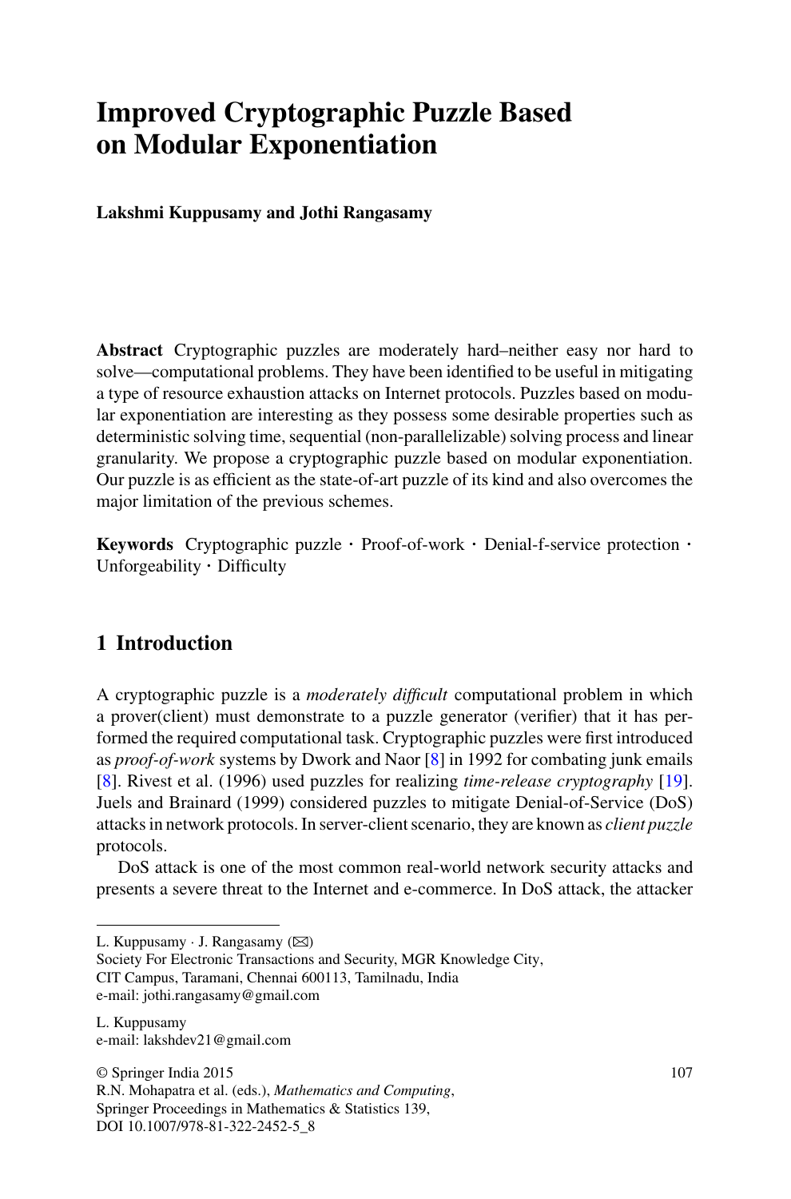# Improved Cryptographic Puzzle Based on Modular Exponentiation

**Lakshmi Kuppusamy and Jothi Rangasamy**

**Abstract** Cryptographic puzzles are moderately hard–neither easy nor hard to solve—computational problems. They have been identified to be useful in mitigating a type of resource exhaustion attacks on Internet protocols. Puzzles based on modular exponentiation are interesting as they possess some desirable properties such as deterministic solving time, sequential (non-parallelizable) solving process and linear granularity. We propose a cryptographic puzzle based on modular exponentiation. Our puzzle is as efficient as the state-of-art puzzle of its kind and also overcomes the major limitation of the previous schemes.

**Keywords** Cryptographic puzzle · Proof-of-work · Denial-f-service protection · Unforgeability · Difficulty

## 1 Introduction

A cryptographic puzzle is a *moderately difficult* computational problem in which a prover(client) must demonstrate to a puzzle generator (verifier) that it has performed the required computational task. Cryptographic puzzles were first introduced as *proof-of-work* systems by Dwork and Naor [8] in 1992 for combating junk emails [8]. Rivest et al. (1996) used puzzles for realizing *time-release cryptography* [19]. Juels and Brainard (1999) considered puzzles to mitigate Denial-of-Service (DoS) attacks in network protocols. In server-client scenario, they are known as *client puzzle* protocols.

DoS attack is one of the most common real-world network security attacks and presents a severe threat to the Internet and e-commerce. In DoS attack, the attacker

---

L. Kuppusamy · J. Rangasamy (✉)
Society For Electronic Transactions and Security, MGR Knowledge City,
CIT Campus, Taramani, Chennai 600113, Tamilnadu, India
e-mail: jothi.rangasamy@gmail.com

L. Kuppusamy
e-mail: lakshdev21@gmail.com

© Springer India 2015
R.N. Mohapatra et al. (eds.), *Mathematics and Computing*,
Springer Proceedings in Mathematics & Statistics 139,
DOI 10.1007/978-81-322-2452-5_8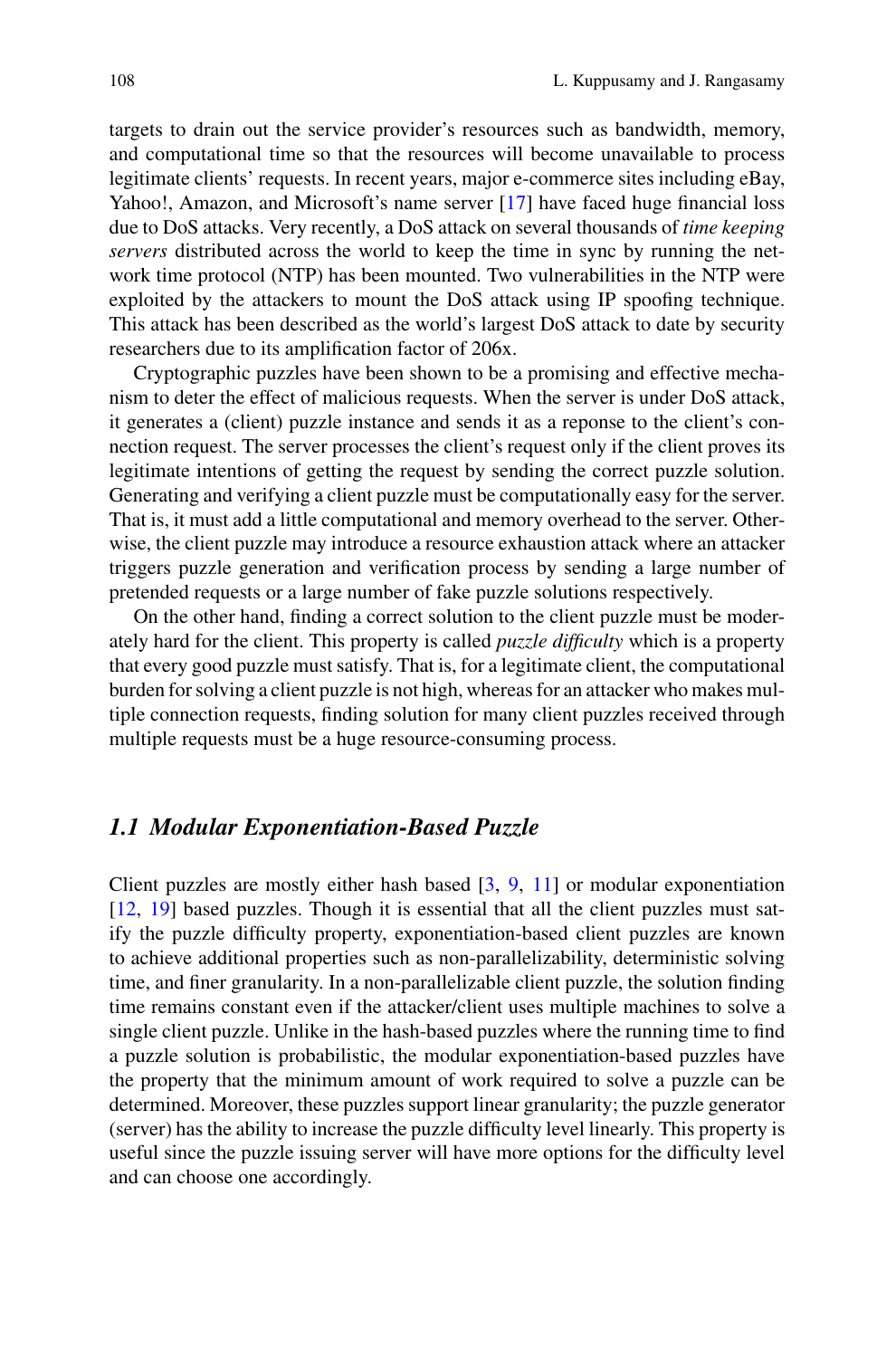targets to drain out the service provider's resources such as bandwidth, memory, and computational time so that the resources will become unavailable to process legitimate clients' requests. In recent years, major e-commerce sites including eBay, Yahoo!, Amazon, and Microsoft's name server [17] have faced huge financial loss due to DoS attacks. Very recently, a DoS attack on several thousands of *time keeping servers* distributed across the world to keep the time in sync by running the network time protocol (NTP) has been mounted. Two vulnerabilities in the NTP were exploited by the attackers to mount the DoS attack using IP spoofing technique. This attack has been described as the world's largest DoS attack to date by security researchers due to its amplification factor of 206x.

Cryptographic puzzles have been shown to be a promising and effective mechanism to deter the effect of malicious requests. When the server is under DoS attack, it generates a (client) puzzle instance and sends it as a reponse to the client's connection request. The server processes the client's request only if the client proves its legitimate intentions of getting the request by sending the correct puzzle solution. Generating and verifying a client puzzle must be computationally easy for the server. That is, it must add a little computational and memory overhead to the server. Otherwise, the client puzzle may introduce a resource exhaustion attack where an attacker triggers puzzle generation and verification process by sending a large number of pretended requests or a large number of fake puzzle solutions respectively.

On the other hand, finding a correct solution to the client puzzle must be moderately hard for the client. This property is called *puzzle difficulty* which is a property that every good puzzle must satisfy. That is, for a legitimate client, the computational burden for solving a client puzzle is not high, whereas for an attacker who makes multiple connection requests, finding solution for many client puzzles received through multiple requests must be a huge resource-consuming process.

### *1.1 Modular Exponentiation-Based Puzzle*

Client puzzles are mostly either hash based [3, 9, 11] or modular exponentiation [12, 19] based puzzles. Though it is essential that all the client puzzles must satisfy the puzzle difficulty property, exponentiation-based client puzzles are known to achieve additional properties such as non-parallelizability, deterministic solving time, and finer granularity. In a non-parallelizable client puzzle, the solution finding time remains constant even if the attacker/client uses multiple machines to solve a single client puzzle. Unlike in the hash-based puzzles where the running time to find a puzzle solution is probabilistic, the modular exponentiation-based puzzles have the property that the minimum amount of work required to solve a puzzle can be determined. Moreover, these puzzles support linear granularity; the puzzle generator (server) has the ability to increase the puzzle difficulty level linearly. This property is useful since the puzzle issuing server will have more options for the difficulty level and can choose one accordingly.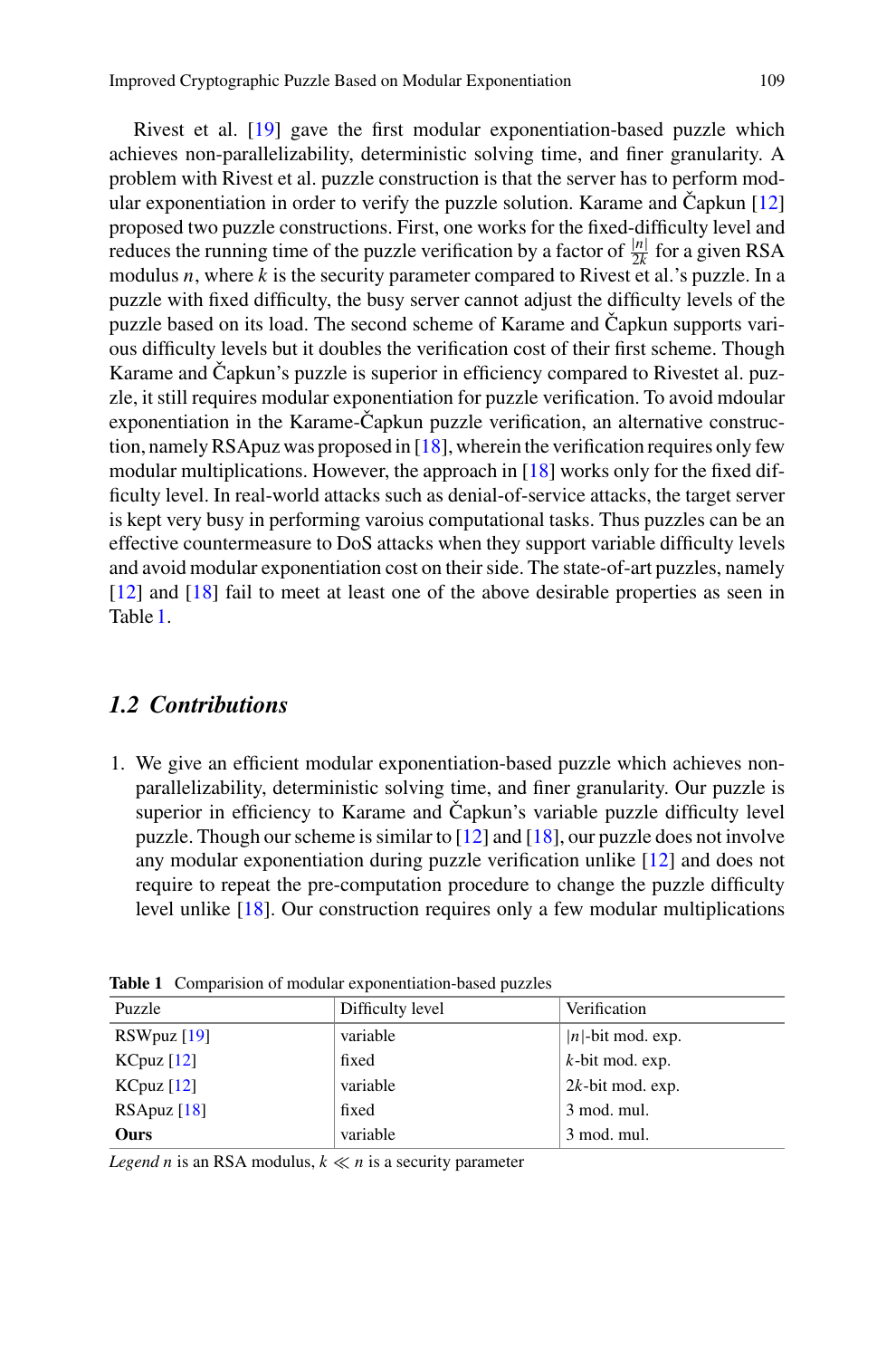Rivest et al. [19] gave the first modular exponentiation-based puzzle which achieves non-parallelizability, deterministic solving time, and finer granularity. A problem with Rivest et al. puzzle construction is that the server has to perform modular exponentiation in order to verify the puzzle solution. Karame and Čapkun [12] proposed two puzzle constructions. First, one works for the fixed-difficulty level and reduces the running time of the puzzle verification by a factor of $\frac{|n|}{2k}$ for a given RSA modulus $n$, where $k$ is the security parameter compared to Rivest et al.'s puzzle. In a puzzle with fixed difficulty, the busy server cannot adjust the difficulty levels of the puzzle based on its load. The second scheme of Karame and Čapkun supports various difficulty levels but it doubles the verification cost of their first scheme. Though Karame and Čapkun's puzzle is superior in efficiency compared to Rivestet al. puzzle, it still requires modular exponentiation for puzzle verification. To avoid mdoular exponentiation in the Karame-Čapkun puzzle verification, an alternative construction, namely RSApuz was proposed in [18], wherein the verification requires only few modular multiplications. However, the approach in [18] works only for the fixed difficulty level. In real-world attacks such as denial-of-service attacks, the target server is kept very busy in performing varoius computational tasks. Thus puzzles can be an effective countermeasure to DoS attacks when they support variable difficulty levels and avoid modular exponentiation cost on their side. The state-of-art puzzles, namely [12] and [18] fail to meet at least one of the above desirable properties as seen in Table 1.

## *1.2 Contributions*

1. We give an efficient modular exponentiation-based puzzle which achieves non-parallelizability, deterministic solving time, and finer granularity. Our puzzle is superior in efficiency to Karame and Čapkun's variable puzzle difficulty level puzzle. Though our scheme is similar to [12] and [18], our puzzle does not involve any modular exponentiation during puzzle verification unlike [12] and does not require to repeat the pre-computation procedure to change the puzzle difficulty level unlike [18]. Our construction requires only a few modular multiplications

**Table 1** Comparision of modular exponentiation-based puzzles

| Puzzle | Difficulty level | Verification |
|---|---|---|
| RSWpuz [19] | variable | $\|n\|$-bit mod. exp. |
| KCpuz [12] | fixed | $k$-bit mod. exp. |
| KCpuz [12] | variable | $2k$-bit mod. exp. |
| RSApuz [18] | fixed | 3 mod. mul. |
| **Ours** | variable | 3 mod. mul. |

*Legend* $n$ is an RSA modulus, $k \ll n$ is a security parameter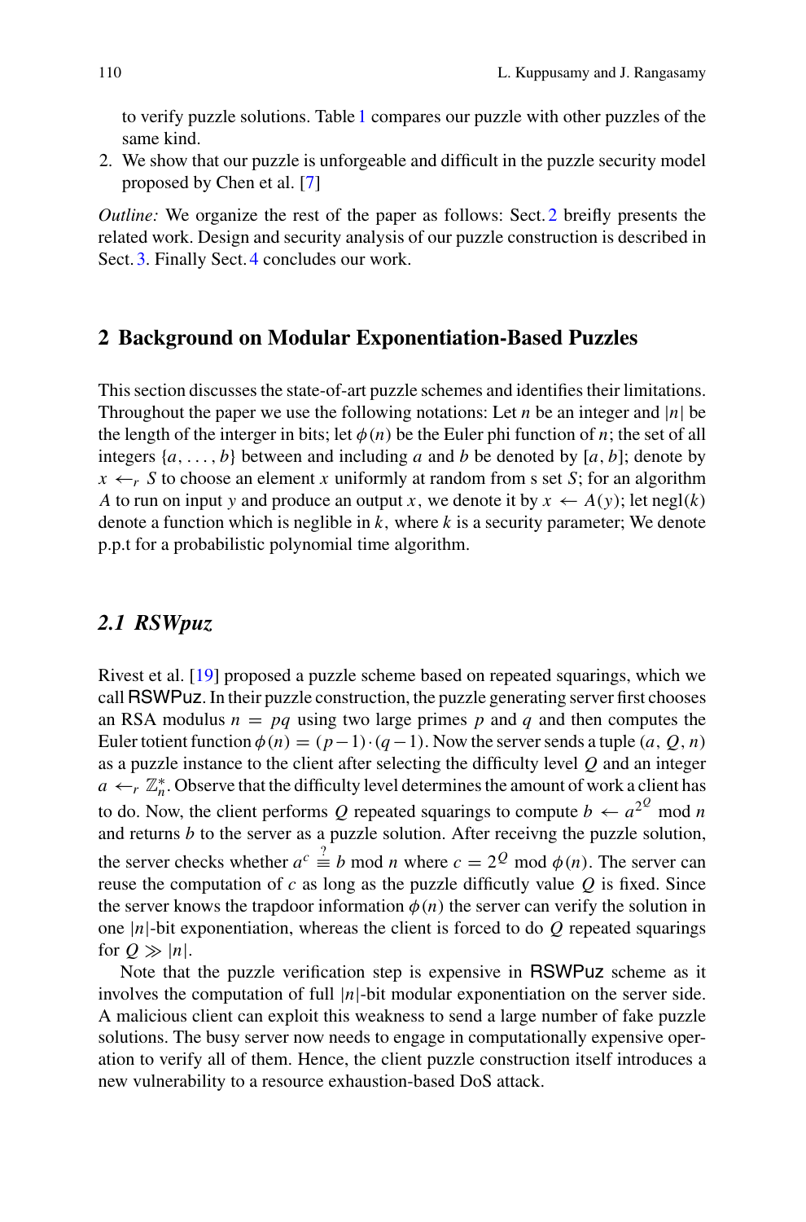to verify puzzle solutions. Table 1 compares our puzzle with other puzzles of the same kind.

2. We show that our puzzle is unforgeable and difficult in the puzzle security model proposed by Chen et al. [7]

*Outline:* We organize the rest of the paper as follows: Sect. 2 breifly presents the related work. Design and security analysis of our puzzle construction is described in Sect. 3. Finally Sect. 4 concludes our work.

## 2 Background on Modular Exponentiation-Based Puzzles

This section discusses the state-of-art puzzle schemes and identifies their limitations. Throughout the paper we use the following notations: Let $n$ be an integer and $|n|$ be the length of the interger in bits; let $\phi(n)$ be the Euler phi function of $n$; the set of all integers $\{a, \ldots, b\}$ between and including $a$ and $b$ be denoted by $[a, b]$; denote by $x \leftarrow_r S$ to choose an element $x$ uniformly at random from s set $S$; for an algorithm $A$ to run on input $y$ and produce an output $x$, we denote it by $x \leftarrow A(y)$; let $\text{negl}(k)$ denote a function which is neglible in $k$, where $k$ is a security parameter; We denote p.p.t for a probabilistic polynomial time algorithm.

### 2.1 RSWpuz

Rivest et al. [19] proposed a puzzle scheme based on repeated squarings, which we call RSWPuz. In their puzzle construction, the puzzle generating server first chooses an RSA modulus $n = pq$ using two large primes $p$ and $q$ and then computes the Euler totient function $\phi(n) = (p-1) \cdot (q-1)$. Now the server sends a tuple $(a, Q, n)$ as a puzzle instance to the client after selecting the difficulty level $Q$ and an integer $a \leftarrow_r \mathbb{Z}_n^*$. Observe that the difficulty level determines the amount of work a client has to do. Now, the client performs $Q$ repeated squarings to compute $b \leftarrow a^{2^Q} \bmod n$ and returns $b$ to the server as a puzzle solution. After receivng the puzzle solution, the server checks whether $a^c \stackrel{?}{\equiv} b \bmod n$ where $c = 2^Q \bmod \phi(n)$. The server can reuse the computation of $c$ as long as the puzzle difficulty value $Q$ is fixed. Since the server knows the trapdoor information $\phi(n)$ the server can verify the solution in one $|n|$-bit exponentiation, whereas the client is forced to do $Q$ repeated squarings for $Q \gg |n|$.

Note that the puzzle verification step is expensive in RSWPuz scheme as it involves the computation of full $|n|$-bit modular exponentiation on the server side. A malicious client can exploit this weakness to send a large number of fake puzzle solutions. The busy server now needs to engage in computationally expensive operation to verify all of them. Hence, the client puzzle construction itself introduces a new vulnerability to a resource exhaustion-based DoS attack.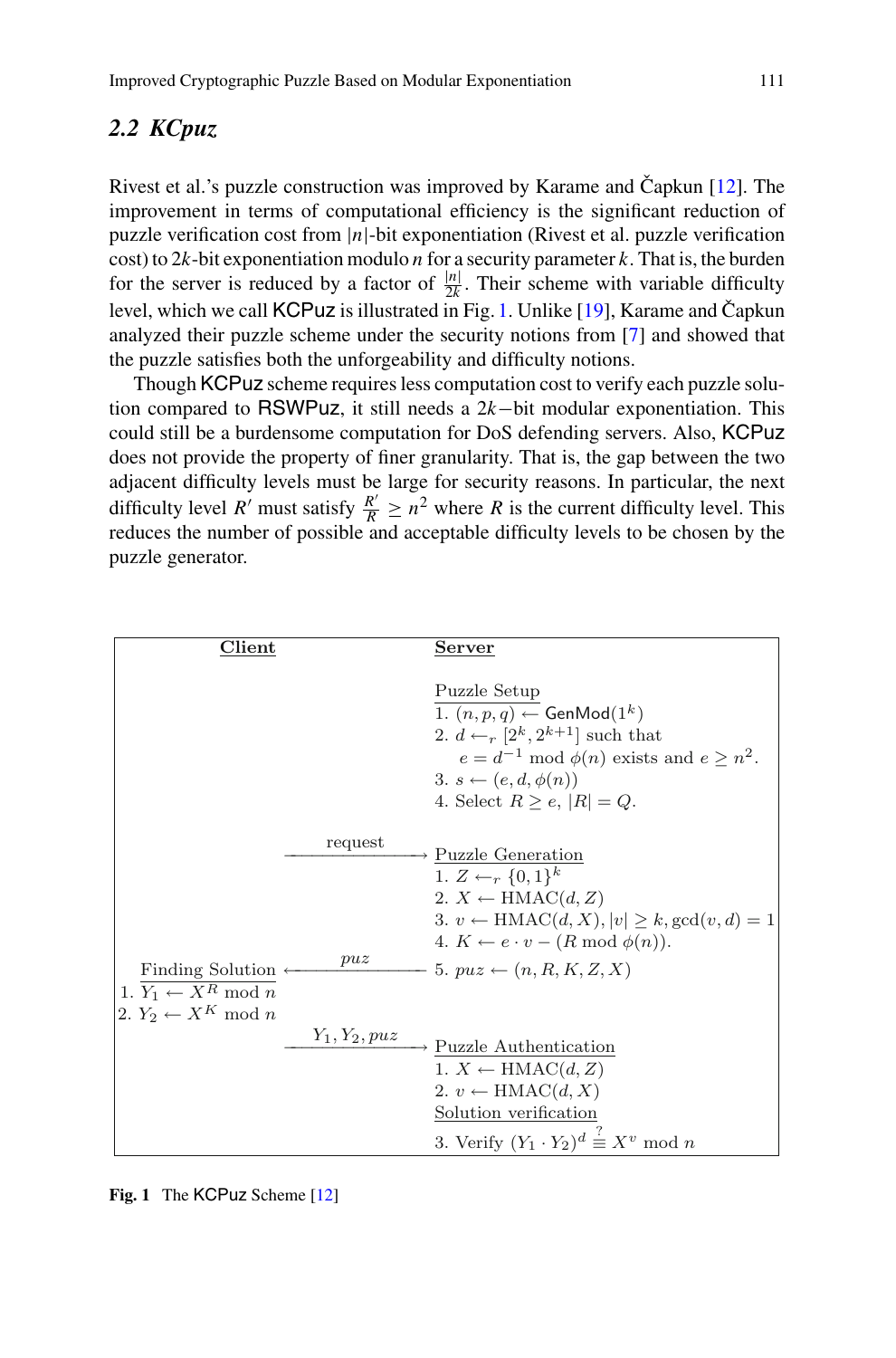## 2.2 KCpuz

Rivest et al.'s puzzle construction was improved by Karame and Čapkun [12]. The improvement in terms of computational efficiency is the significant reduction of puzzle verification cost from $|n|$-bit exponentiation (Rivest et al. puzzle verification cost) to $2k$-bit exponentiation modulo $n$ for a security parameter $k$. That is, the burden for the server is reduced by a factor of $\frac{|n|}{2k}$. Their scheme with variable difficulty level, which we call KCPuz is illustrated in Fig. 1. Unlike [19], Karame and Čapkun analyzed their puzzle scheme under the security notions from [7] and showed that the puzzle satisfies both the unforgeability and difficulty notions.

Though KCPuz scheme requires less computation cost to verify each puzzle solution compared to RSWPuz, it still needs a $2k-$bit modular exponentiation. This could still be a burdensome computation for DoS defending servers. Also, KCPuz does not provide the property of finer granularity. That is, the gap between the two adjacent difficulty levels must be large for security reasons. In particular, the next difficulty level $R'$ must satisfy $\frac{R'}{R} \geq n^2$ where $R$ is the current difficulty level. This reduces the number of possible and acceptable difficulty levels to be chosen by the puzzle generator.

| Client | | Server |
|---|---|---|
| | | Puzzle Setup<br>1. $(n, p, q) \leftarrow \mathsf{GenMod}(1^k)$<br>2. $d \leftarrow_r [2^k, 2^{k+1}]$ such that<br>$e = d^{-1} \bmod \phi(n)$ exists and $e \geq n^2$.<br>3. $s \leftarrow (e, d, \phi(n))$<br>4. Select $R \geq e$, $\|R\| = Q$. |
| | request $\longrightarrow$ | Puzzle Generation<br>1. $Z \leftarrow_r \{0,1\}^k$<br>2. $X \leftarrow \text{HMAC}(d, Z)$<br>3. $v \leftarrow \text{HMAC}(d, X), \|v\| \geq k, \gcd(v, d) = 1$<br>4. $K \leftarrow e \cdot v - (R \bmod \phi(n))$. |
| Finding Solution<br>1. $Y_1 \leftarrow X^R \bmod n$<br>2. $Y_2 \leftarrow X^K \bmod n$ | $\longleftarrow$ $puz$ | 5. $puz \leftarrow (n, R, K, Z, X)$ |
| | $Y_1, Y_2, puz$ $\longrightarrow$ | Puzzle Authentication<br>1. $X \leftarrow \text{HMAC}(d, Z)$<br>2. $v \leftarrow \text{HMAC}(d, X)$<br>Solution verification<br>3. Verify $(Y_1 \cdot Y_2)^d \stackrel{?}{\equiv} X^v \bmod n$ |

**Fig. 1** The KCPuz Scheme [12]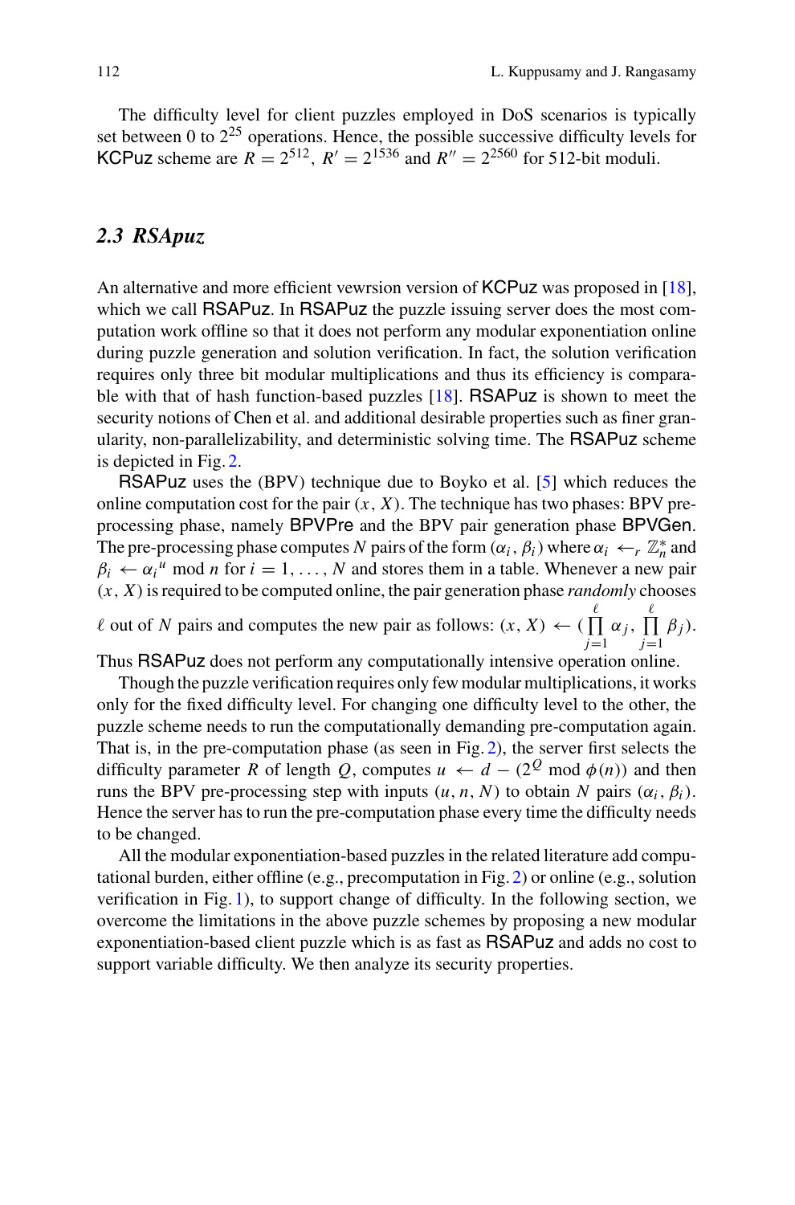The difficulty level for client puzzles employed in DoS scenarios is typically set between 0 to $2^{25}$ operations. Hence, the possible successive difficulty levels for KCPuz scheme are $R = 2^{512}$, $R' = 2^{1536}$ and $R'' = 2^{2560}$ for 512-bit moduli.

### 2.3 RSApuz

An alternative and more efficient vewrsion version of KCPuz was proposed in [18], which we call RSAPuz. In RSAPuz the puzzle issuing server does the most computation work offline so that it does not perform any modular exponentiation online during puzzle generation and solution verification. In fact, the solution verification requires only three bit modular multiplications and thus its efficiency is comparable with that of hash function-based puzzles [18]. RSAPuz is shown to meet the security notions of Chen et al. and additional desirable properties such as finer granularity, non-parallelizability, and deterministic solving time. The RSAPuz scheme is depicted in Fig. 2.

RSAPuz uses the (BPV) technique due to Boyko et al. [5] which reduces the online computation cost for the pair $(x, X)$. The technique has two phases: BPV pre-processing phase, namely BPVPre and the BPV pair generation phase BPVGen. The pre-processing phase computes $N$ pairs of the form $(\alpha_i, \beta_i)$ where $\alpha_i \leftarrow_r \mathbb{Z}_n^*$ and $\beta_i \leftarrow {\alpha_i}^u \bmod n$ for $i = 1, \ldots, N$ and stores them in a table. Whenever a new pair $(x, X)$ is required to be computed online, the pair generation phase *randomly* chooses $\ell$ out of $N$ pairs and computes the new pair as follows: $(x, X) \leftarrow (\prod_{j=1}^{\ell} \alpha_j, \prod_{j=1}^{\ell} \beta_j)$. Thus RSAPuz does not perform any computationally intensive operation online.

Though the puzzle verification requires only few modular multiplications, it works only for the fixed difficulty level. For changing one difficulty level to the other, the puzzle scheme needs to run the computationally demanding pre-computation again. That is, in the pre-computation phase (as seen in Fig. 2), the server first selects the difficulty parameter $R$ of length $Q$, computes $u \leftarrow d - (2^Q \bmod \phi(n))$ and then runs the BPV pre-processing step with inputs $(u, n, N)$ to obtain $N$ pairs $(\alpha_i, \beta_i)$. Hence the server has to run the pre-computation phase every time the difficulty needs to be changed.

All the modular exponentiation-based puzzles in the related literature add computational burden, either offline (e.g., precomputation in Fig. 2) or online (e.g., solution verification in Fig. 1), to support change of difficulty. In the following section, we overcome the limitations in the above puzzle schemes by proposing a new modular exponentiation-based client puzzle which is as fast as RSAPuz and adds no cost to support variable difficulty. We then analyze its security properties.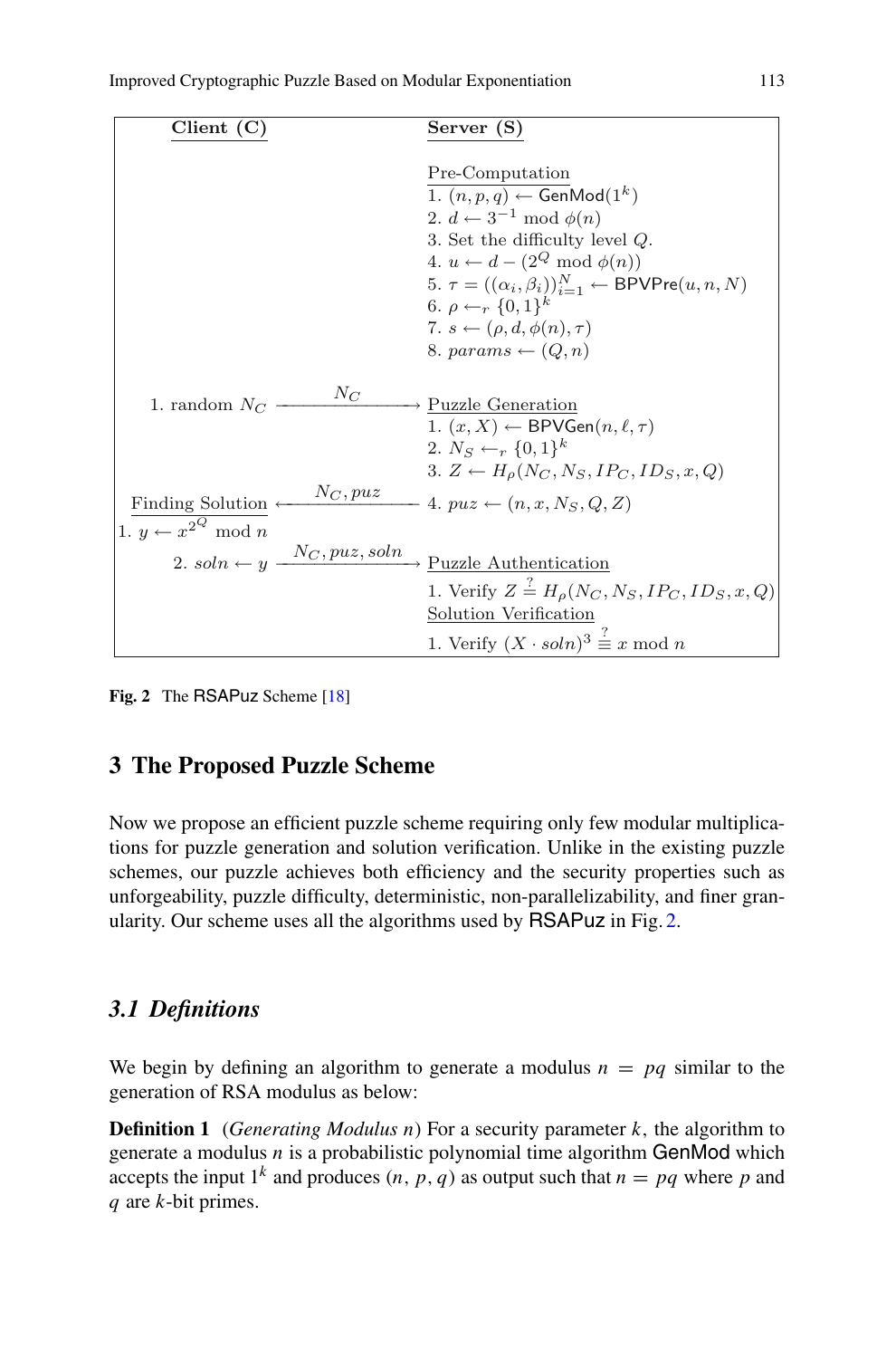| Client (C) | | Server (S) |
|---|---|---|
| | | Pre-Computation |
| | | 1. $(n, p, q) \leftarrow \mathsf{GenMod}(1^k)$ |
| | | 2. $d \leftarrow 3^{-1} \bmod \phi(n)$ |
| | | 3. Set the difficulty level $Q$. |
| | | 4. $u \leftarrow d - (2^Q \bmod \phi(n))$ |
| | | 5. $\tau = ((\alpha_i, \beta_i))_{i=1}^N \leftarrow \mathsf{BPVPre}(u, n, N)$ |
| | | 6. $\rho \leftarrow_r \{0,1\}^k$ |
| | | 7. $s \leftarrow (\rho, d, \phi(n), \tau)$ |
| | | 8. $params \leftarrow (Q, n)$ |
| 1. random $N_C$ | $\xrightarrow{N_C}$ | Puzzle Generation |
| | | 1. $(x, X) \leftarrow \mathsf{BPVGen}(n, \ell, \tau)$ |
| | | 2. $N_S \leftarrow_r \{0,1\}^k$ |
| | | 3. $Z \leftarrow H_\rho(N_C, N_S, IP_C, ID_S, x, Q)$ |
| Finding Solution | $\xleftarrow{N_C, puz}$ | 4. $puz \leftarrow (n, x, N_S, Q, Z)$ |
| 1. $y \leftarrow x^{2^Q} \bmod n$ | | |
| 2. $soln \leftarrow y$ | $\xrightarrow{N_C, puz, soln}$ | Puzzle Authentication |
| | | 1. Verify $Z \stackrel{?}{=} H_\rho(N_C, N_S, IP_C, ID_S, x, Q)$ |
| | | Solution Verification |
| | | 1. Verify $(X \cdot soln)^3 \stackrel{?}{\equiv} x \bmod n$ |

**Fig. 2** The RSAPuz Scheme [18]

## 3 The Proposed Puzzle Scheme

Now we propose an efficient puzzle scheme requiring only few modular multiplications for puzzle generation and solution verification. Unlike in the existing puzzle schemes, our puzzle achieves both efficiency and the security properties such as unforgeability, puzzle difficulty, deterministic, non-parallelizability, and finer granularity. Our scheme uses all the algorithms used by RSAPuz in Fig. 2.

### 3.1 Definitions

We begin by defining an algorithm to generate a modulus $n = pq$ similar to the generation of RSA modulus as below:

**Definition 1** (*Generating Modulus n*) For a security parameter $k$, the algorithm to generate a modulus $n$ is a probabilistic polynomial time algorithm GenMod which accepts the input $1^k$ and produces $(n, p, q)$ as output such that $n = pq$ where $p$ and $q$ are $k$-bit primes.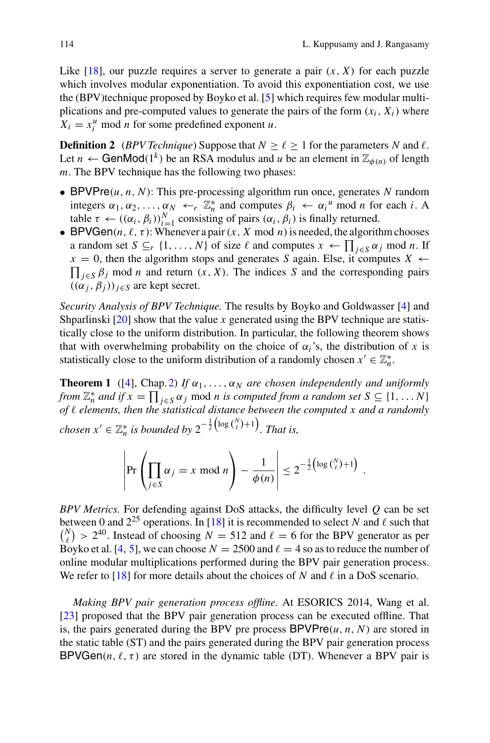Like [18], our puzzle requires a server to generate a pair $(x, X)$ for each puzzle which involves modular exponentiation. To avoid this exponentiation cost, we use the (BPV)technique proposed by Boyko et al. [5] which requires few modular multiplications and pre-computed values to generate the pairs of the form $(x_i, X_i)$ where $X_i = x_i^u \bmod n$ for some predefined exponent $u$.

**Definition 2** (*BPV Technique*) Suppose that $N \geq \ell \geq 1$ for the parameters $N$ and $\ell$. Let $n \leftarrow \mathsf{GenMod}(1^k)$ be an RSA modulus and $u$ be an element in $\mathbb{Z}_{\phi(n)}$ of length $m$. The BPV technique has the following two phases:

- $\mathsf{BPVPre}(u, n, N)$: This pre-processing algorithm run once, generates $N$ random integers $\alpha_1, \alpha_2, \ldots, \alpha_N \leftarrow_r \mathbb{Z}_n^*$ and computes $\beta_i \leftarrow {\alpha_i}^u \bmod n$ for each $i$. A table $\tau \leftarrow ((\alpha_i, \beta_i))_{i=1}^N$ consisting of pairs $(\alpha_i, \beta_i)$ is finally returned.
- $\mathsf{BPVGen}(n, \ell, \tau)$: Whenever a pair $(x, X \bmod n)$ is needed, the algorithm chooses a random set $S \subseteq_r \{1, \ldots, N\}$ of size $\ell$ and computes $x \leftarrow \prod_{j \in S} \alpha_j \bmod n$. If $x = 0$, then the algorithm stops and generates $S$ again. Else, it computes $X \leftarrow \prod_{j \in S} \beta_j \bmod n$ and return $(x, X)$. The indices $S$ and the corresponding pairs $((\alpha_j, \beta_j))_{j \in S}$ are kept secret.

*Security Analysis of BPV Technique.* The results by Boyko and Goldwasser [4] and Shparlinski [20] show that the value $x$ generated using the BPV technique are statistically close to the uniform distribution. In particular, the following theorem shows that with overwhelming probability on the choice of $\alpha_i$'s, the distribution of $x$ is statistically close to the uniform distribution of a randomly chosen $x' \in \mathbb{Z}_n^*$.

**Theorem 1** ([4], Chap. 2) *If $\alpha_1, \ldots, \alpha_N$ are chosen independently and uniformly from $\mathbb{Z}_n^*$ and if $x = \prod_{j \in S} \alpha_j \bmod n$ is computed from a random set $S \subseteq \{1, \ldots N\}$ of $\ell$ elements, then the statistical distance between the computed $x$ and a randomly chosen $x' \in \mathbb{Z}_n^*$ is bounded by $2^{-\frac{1}{2}\left(\log\binom{N}{\ell}+1\right)}$. That is,*

$$\left| \Pr\left( \prod_{j \in S} \alpha_j = x \bmod n \right) - \frac{1}{\phi(n)} \right| \leq 2^{-\frac{1}{2}\left(\log\binom{N}{\ell}+1\right)} .$$

*BPV Metrics.* For defending against DoS attacks, the difficulty level $Q$ can be set between 0 and $2^{25}$ operations. In [18] it is recommended to select $N$ and $\ell$ such that $\binom{N}{\ell} > 2^{40}$. Instead of choosing $N = 512$ and $\ell = 6$ for the BPV generator as per Boyko et al. [4, 5], we can choose $N = 2500$ and $\ell = 4$ so as to reduce the number of online modular multiplications performed during the BPV pair generation process. We refer to [18] for more details about the choices of $N$ and $\ell$ in a DoS scenario.

*Making BPV pair generation process offline.* At ESORICS 2014, Wang et al. [23] proposed that the BPV pair generation process can be executed offline. That is, the pairs generated during the BPV pre process $\mathsf{BPVPre}(u, n, N)$ are stored in the static table (ST) and the pairs generated during the BPV pair generation process $\mathsf{BPVGen}(n, \ell, \tau)$ are stored in the dynamic table (DT). Whenever a BPV pair is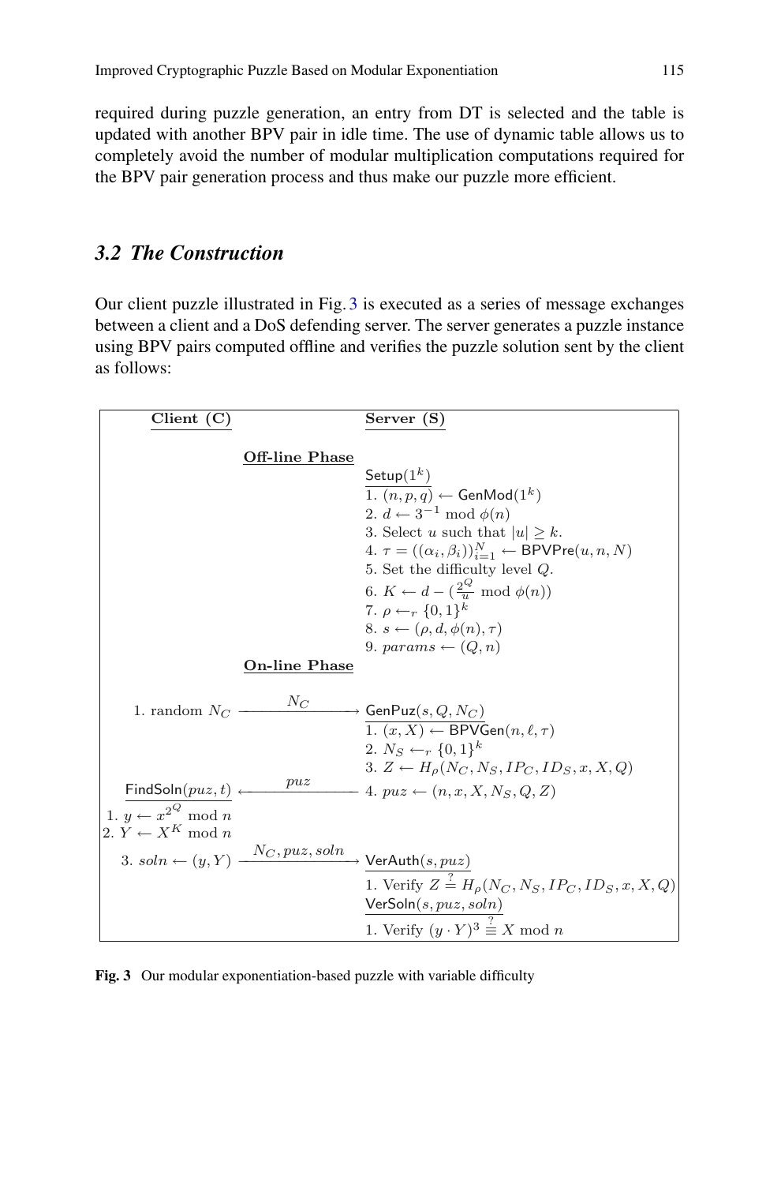required during puzzle generation, an entry from DT is selected and the table is updated with another BPV pair in idle time. The use of dynamic table allows us to completely avoid the number of modular multiplication computations required for the BPV pair generation process and thus make our puzzle more efficient.

### 3.2 The Construction

Our client puzzle illustrated in Fig. 3 is executed as a series of message exchanges between a client and a DoS defending server. The server generates a puzzle instance using BPV pairs computed offline and verifies the puzzle solution sent by the client as follows:

| Client (C) | | Server (S) |
|---|---|---|
| | **Off-line Phase** | $\mathsf{Setup}(1^k)$ |
| | | 1. $(n, p, q) \leftarrow \mathsf{GenMod}(1^k)$ |
| | | 2. $d \leftarrow 3^{-1} \bmod \phi(n)$ |
| | | 3. Select $u$ such that $\lvert u \rvert \geq k$. |
| | | 4. $\tau = ((\alpha_i, \beta_i))_{i=1}^{N} \leftarrow \mathsf{BPVPre}(u, n, N)$ |
| | | 5. Set the difficulty level $Q$. |
| | | 6. $K \leftarrow d - (\frac{2^Q}{u} \bmod \phi(n))$ |
| | | 7. $\rho \leftarrow_r \{0,1\}^k$ |
| | | 8. $s \leftarrow (\rho, d, \phi(n), \tau)$ |
| | | 9. $params \leftarrow (Q, n)$ |
| | **On-line Phase** | |
| 1. random $N_C$ | $\xrightarrow{N_C}$ | $\mathsf{GenPuz}(s, Q, N_C)$ |
| | | 1. $(x, X) \leftarrow \mathsf{BPVGen}(n, \ell, \tau)$ |
| | | 2. $N_S \leftarrow_r \{0,1\}^k$ |
| | | 3. $Z \leftarrow H_\rho(N_C, N_S, IP_C, ID_S, x, X, Q)$ |
| $\mathsf{FindSoln}(puz, t)$ | $\xleftarrow{puz}$ | 4. $puz \leftarrow (n, x, X, N_S, Q, Z)$ |
| 1. $y \leftarrow x^{2^Q} \bmod n$ | | |
| 2. $Y \leftarrow X^K \bmod n$ | | |
| 3. $soln \leftarrow (y, Y)$ | $\xrightarrow{N_C, puz, soln}$ | $\mathsf{VerAuth}(s, puz)$ |
| | | 1. Verify $Z \stackrel{?}{=} H_\rho(N_C, N_S, IP_C, ID_S, x, X, Q)$ |
| | | $\mathsf{VerSoln}(s, puz, soln)$ |
| | | 1. Verify $(y \cdot Y)^3 \stackrel{?}{\equiv} X \bmod n$ |

**Fig. 3** Our modular exponentiation-based puzzle with variable difficulty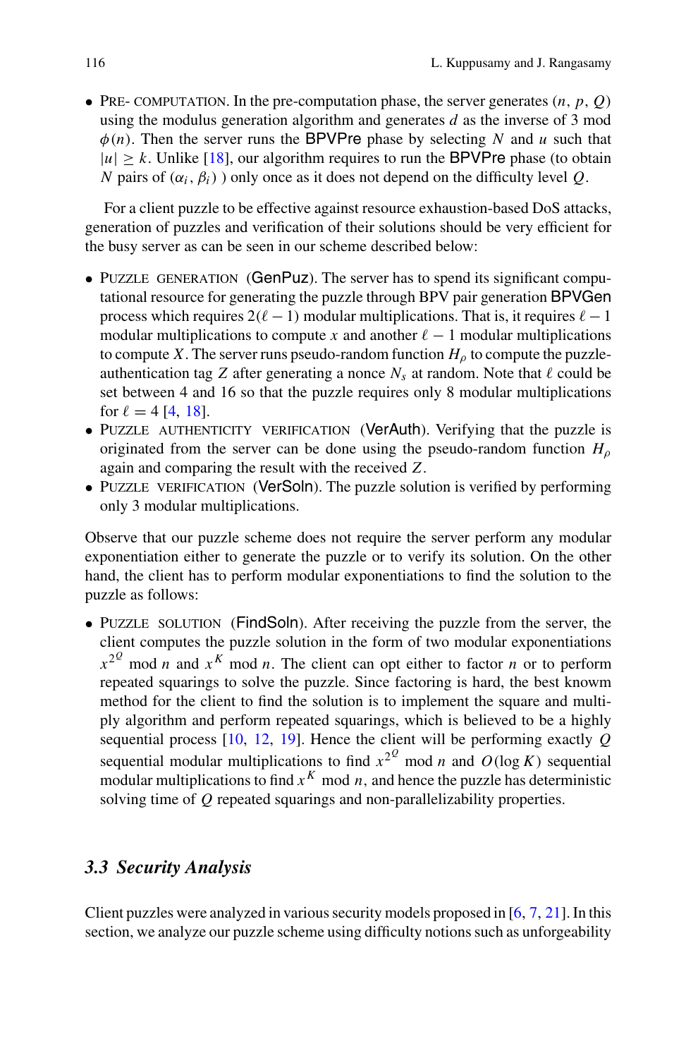- PRE- COMPUTATION. In the pre-computation phase, the server generates $(n, p, Q)$ using the modulus generation algorithm and generates $d$ as the inverse of 3 mod $\phi(n)$. Then the server runs the BPVPre phase by selecting $N$ and $u$ such that $|u| \geq k$. Unlike [18], our algorithm requires to run the BPVPre phase (to obtain $N$ pairs of $(\alpha_i, \beta_i)$ ) only once as it does not depend on the difficulty level $Q$.

For a client puzzle to be effective against resource exhaustion-based DoS attacks, generation of puzzles and verification of their solutions should be very efficient for the busy server as can be seen in our scheme described below:

- PUZZLE GENERATION (GenPuz). The server has to spend its significant computational resource for generating the puzzle through BPV pair generation BPVGen process which requires $2(\ell - 1)$ modular multiplications. That is, it requires $\ell - 1$ modular multiplications to compute $x$ and another $\ell - 1$ modular multiplications to compute $X$. The server runs pseudo-random function $H_\rho$ to compute the puzzle-authentication tag $Z$ after generating a nonce $N_s$ at random. Note that $\ell$ could be set between 4 and 16 so that the puzzle requires only 8 modular multiplications for $\ell = 4$ [4, 18].
- PUZZLE AUTHENTICITY VERIFICATION (VerAuth). Verifying that the puzzle is originated from the server can be done using the pseudo-random function $H_\rho$ again and comparing the result with the received $Z$.
- PUZZLE VERIFICATION (VerSoln). The puzzle solution is verified by performing only 3 modular multiplications.

Observe that our puzzle scheme does not require the server perform any modular exponentiation either to generate the puzzle or to verify its solution. On the other hand, the client has to perform modular exponentiations to find the solution to the puzzle as follows:

- PUZZLE SOLUTION (FindSoln). After receiving the puzzle from the server, the client computes the puzzle solution in the form of two modular exponentiations $x^{2^Q}$ mod $n$ and $x^K$ mod $n$. The client can opt either to factor $n$ or to perform repeated squarings to solve the puzzle. Since factoring is hard, the best known method for the client to find the solution is to implement the square and multiply algorithm and perform repeated squarings, which is believed to be a highly sequential process [10, 12, 19]. Hence the client will be performing exactly $Q$ sequential modular multiplications to find $x^{2^Q}$ mod $n$ and $O(\log K)$ sequential modular multiplications to find $x^K$ mod $n$, and hence the puzzle has deterministic solving time of $Q$ repeated squarings and non-parallelizability properties.

### *3.3 Security Analysis*

Client puzzles were analyzed in various security models proposed in [6, 7, 21]. In this section, we analyze our puzzle scheme using difficulty notions such as unforgeability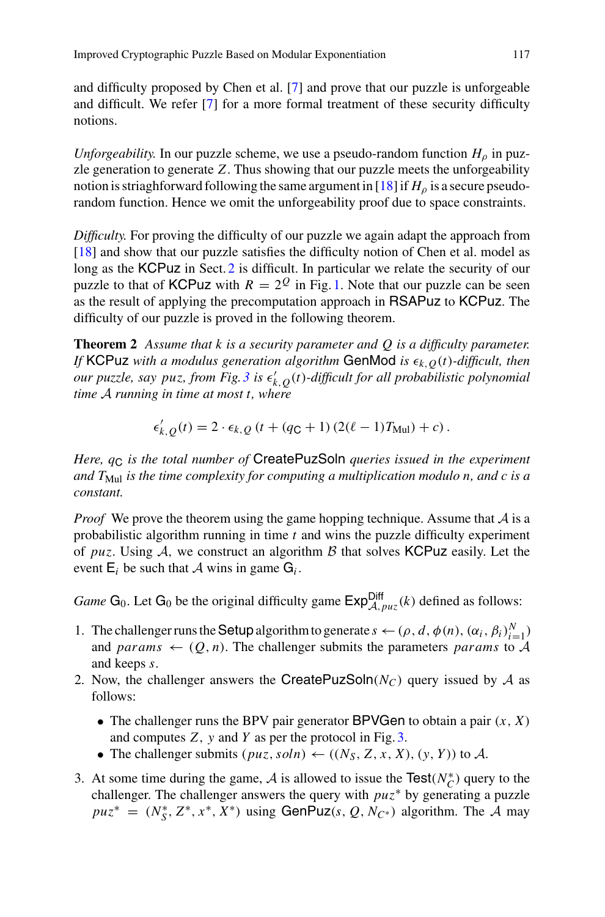and difficulty proposed by Chen et al. [7] and prove that our puzzle is unforgeable and difficult. We refer [7] for a more formal treatment of these security difficulty notions.

*Unforgeability.* In our puzzle scheme, we use a pseudo-random function $H_\rho$ in puzzle generation to generate $Z$. Thus showing that our puzzle meets the unforgeability notion is striaghforward following the same argument in [18] if $H_\rho$ is a secure pseudo-random function. Hence we omit the unforgeability proof due to space constraints.

*Difficulty.* For proving the difficulty of our puzzle we again adapt the approach from [18] and show that our puzzle satisfies the difficulty notion of Chen et al. model as long as the KCPuz in Sect. 2 is difficult. In particular we relate the security of our puzzle to that of KCPuz with $R = 2^Q$ in Fig. 1. Note that our puzzle can be seen as the result of applying the precomputation approach in RSAPuz to KCPuz. The difficulty of our puzzle is proved in the following theorem.

**Theorem 2** *Assume that $k$ is a security parameter and $Q$ is a difficulty parameter. If* KCPuz *with a modulus generation algorithm* GenMod *is $\epsilon_{k,Q}(t)$-difficult, then our puzzle, say $puz$, from Fig. 3 is $\epsilon'_{k,Q}(t)$-difficult for all probabilistic polynomial time $\mathcal{A}$ running in time at most $t$, where*

$$\epsilon'_{k,Q}(t) = 2 \cdot \epsilon_{k,Q}\left(t + (q_{\mathsf{C}} + 1)\left(2(\ell - 1)T_{\mathrm{Mul}}\right) + c\right).$$

*Here, $q_{\mathsf{C}}$ is the total number of* CreatePuzSoln *queries issued in the experiment and $T_{\mathrm{Mul}}$ is the time complexity for computing a multiplication modulo $n$, and $c$ is a constant.*

*Proof* We prove the theorem using the game hopping technique. Assume that $\mathcal{A}$ is a probabilistic algorithm running in time $t$ and wins the puzzle difficulty experiment of $puz$. Using $\mathcal{A}$, we construct an algorithm $\mathcal{B}$ that solves KCPuz easily. Let the event $\mathsf{E}_i$ be such that $\mathcal{A}$ wins in game $\mathsf{G}_i$.

*Game* $\mathsf{G}_0$. Let $\mathsf{G}_0$ be the original difficulty game $\mathsf{Exp}^{\mathsf{Diff}}_{\mathcal{A},puz}(k)$ defined as follows:

1. The challenger runs the Setup algorithm to generate $s \leftarrow (\rho, d, \phi(n), (\alpha_i, \beta_i)_{i=1}^{N})$ and $params \leftarrow (Q, n)$. The challenger submits the parameters $params$ to $\mathcal{A}$ and keeps $s$.
2. Now, the challenger answers the CreatePuzSoln$(N_C)$ query issued by $\mathcal{A}$ as follows:
   - The challenger runs the BPV pair generator BPVGen to obtain a pair $(x, X)$ and computes $Z$, $y$ and $Y$ as per the protocol in Fig. 3.
   - The challenger submits $(puz, soln) \leftarrow ((N_S, Z, x, X), (y, Y))$ to $\mathcal{A}$.
3. At some time during the game, $\mathcal{A}$ is allowed to issue the Test$(N_C^*)$ query to the challenger. The challenger answers the query with $puz^*$ by generating a puzzle $puz^* = (N_S^*, Z^*, x^*, X^*)$ using GenPuz$(s, Q, N_{C^*})$ algorithm. The $\mathcal{A}$ may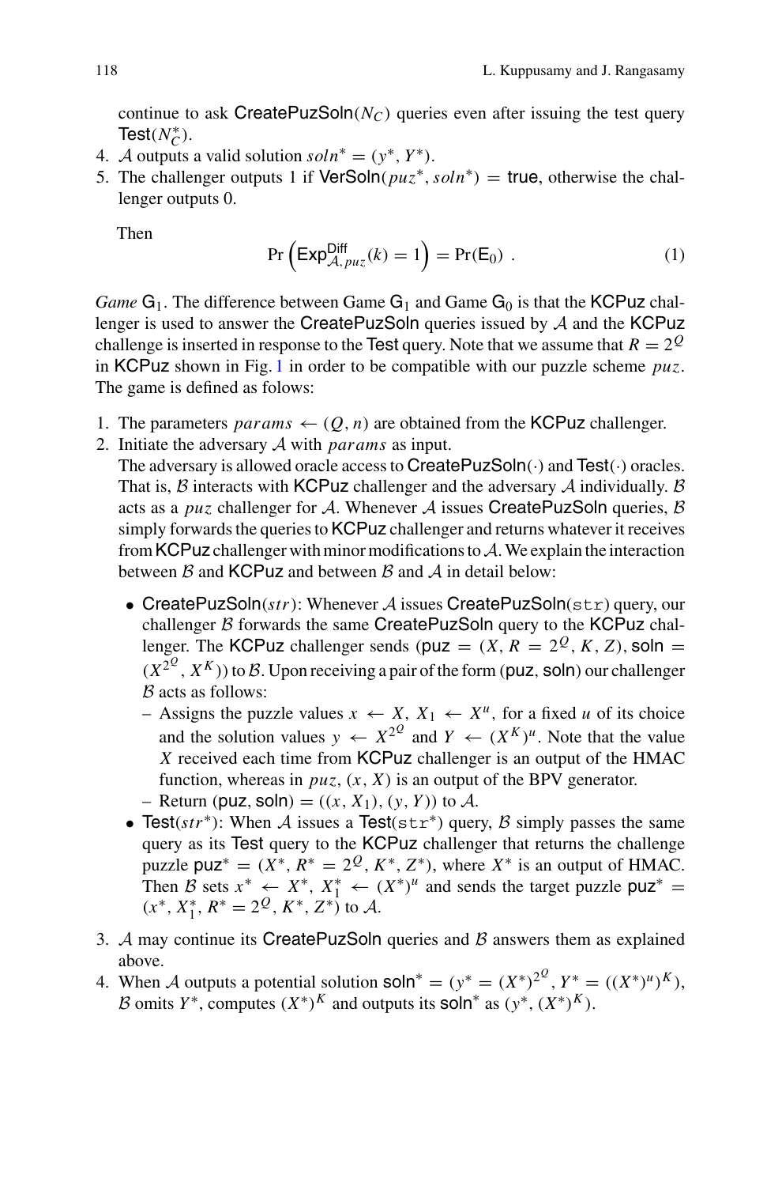continue to ask $\mathsf{CreatePuzSoln}(N_C)$ queries even after issuing the test query $\mathsf{Test}(N_C^*)$.

4. $\mathcal{A}$ outputs a valid solution $soln^* = (y^*, Y^*)$.
5. The challenger outputs 1 if $\mathsf{VerSoln}(puz^*, soln^*) = \mathsf{true}$, otherwise the challenger outputs 0.

Then

$$\Pr\left(\mathsf{Exp}^{\mathsf{Diff}}_{\mathcal{A},puz}(k) = 1\right) = \Pr(\mathsf{E}_0) \ . \tag{1}$$

*Game* $\mathsf{G}_1$. The difference between Game $\mathsf{G}_1$ and Game $\mathsf{G}_0$ is that the $\mathsf{KCPuz}$ challenger is used to answer the $\mathsf{CreatePuzSoln}$ queries issued by $\mathcal{A}$ and the $\mathsf{KCPuz}$ challenge is inserted in response to the $\mathsf{Test}$ query. Note that we assume that $R = 2^Q$ in $\mathsf{KCPuz}$ shown in Fig. 1 in order to be compatible with our puzzle scheme $puz$. The game is defined as folows:

1. The parameters $params \leftarrow (Q, n)$ are obtained from the $\mathsf{KCPuz}$ challenger.
2. Initiate the adversary $\mathcal{A}$ with $params$ as input.
   The adversary is allowed oracle access to $\mathsf{CreatePuzSoln}(\cdot)$ and $\mathsf{Test}(\cdot)$ oracles. That is, $\mathcal{B}$ interacts with $\mathsf{KCPuz}$ challenger and the adversary $\mathcal{A}$ individually. $\mathcal{B}$ acts as a $puz$ challenger for $\mathcal{A}$. Whenever $\mathcal{A}$ issues $\mathsf{CreatePuzSoln}$ queries, $\mathcal{B}$ simply forwards the queries to $\mathsf{KCPuz}$ challenger and returns whatever it receives from $\mathsf{KCPuz}$ challenger with minor modifications to $\mathcal{A}$. We explain the interaction between $\mathcal{B}$ and $\mathsf{KCPuz}$ and between $\mathcal{B}$ and $\mathcal{A}$ in detail below:
   - $\mathsf{CreatePuzSoln}(str)$: Whenever $\mathcal{A}$ issues $\mathsf{CreatePuzSoln}(\mathtt{str})$ query, our challenger $\mathcal{B}$ forwards the same $\mathsf{CreatePuzSoln}$ query to the $\mathsf{KCPuz}$ challenger. The $\mathsf{KCPuz}$ challenger sends $(\mathsf{puz} = (X, R = 2^Q, K, Z), \mathsf{soln} = (X^{2^Q}, X^K))$ to $\mathcal{B}$. Upon receiving a pair of the form $(\mathsf{puz}, \mathsf{soln})$ our challenger $\mathcal{B}$ acts as follows:
     – Assigns the puzzle values $x \leftarrow X$, $X_1 \leftarrow X^u$, for a fixed $u$ of its choice and the solution values $y \leftarrow X^{2^Q}$ and $Y \leftarrow (X^K)^u$. Note that the value $X$ received each time from $\mathsf{KCPuz}$ challenger is an output of the HMAC function, whereas in $puz$, $(x, X)$ is an output of the BPV generator.
     – Return $(\mathsf{puz}, \mathsf{soln}) = ((x, X_1), (y, Y))$ to $\mathcal{A}$.
   - $\mathsf{Test}(str^*)$: When $\mathcal{A}$ issues a $\mathsf{Test}(\mathtt{str}^*)$ query, $\mathcal{B}$ simply passes the same query as its $\mathsf{Test}$ query to the $\mathsf{KCPuz}$ challenger that returns the challenge puzzle $\mathsf{puz}^* = (X^*, R^* = 2^Q, K^*, Z^*)$, where $X^*$ is an output of HMAC. Then $\mathcal{B}$ sets $x^* \leftarrow X^*$, $X_1^* \leftarrow (X^*)^u$ and sends the target puzzle $\mathsf{puz}^* = (x^*, X_1^*, R^* = 2^Q, K^*, Z^*)$ to $\mathcal{A}$.
3. $\mathcal{A}$ may continue its $\mathsf{CreatePuzSoln}$ queries and $\mathcal{B}$ answers them as explained above.
4. When $\mathcal{A}$ outputs a potential solution $\mathsf{soln}^* = (y^* = (X^*)^{2^Q}, Y^* = ((X^*)^u)^K)$, $\mathcal{B}$ omits $Y^*$, computes $(X^*)^K$ and outputs its $\mathsf{soln}^*$ as $(y^*, (X^*)^K)$.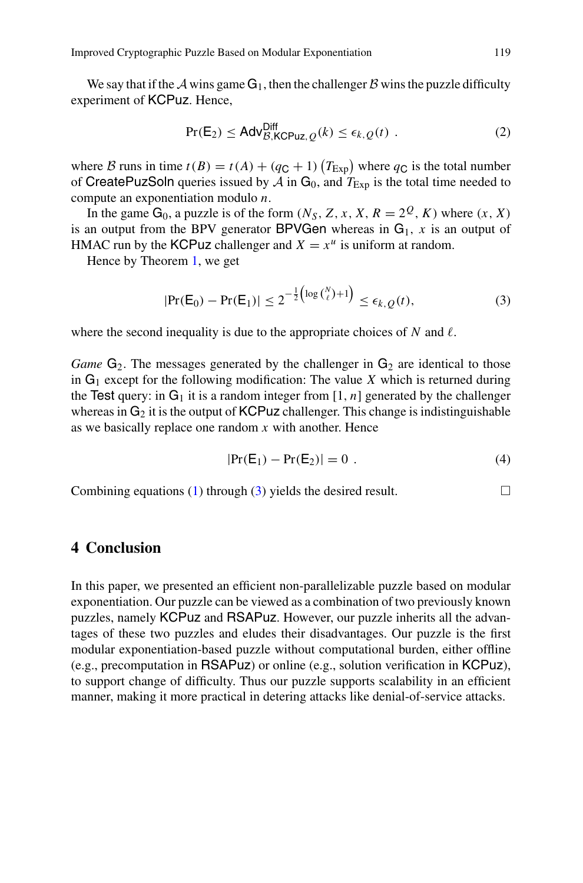We say that if the $\mathcal{A}$ wins game $\mathsf{G}_1$, then the challenger $\mathcal{B}$ wins the puzzle difficulty experiment of KCPuz. Hence,

$$\Pr(\mathsf{E}_2) \leq \mathsf{Adv}^{\mathsf{Diff}}_{\mathcal{B},\mathsf{KCPuz},Q}(k) \leq \epsilon_{k,Q}(t) \ . \tag{2}$$

where $\mathcal{B}$ runs in time $t(B) = t(A) + (q_{\mathsf{C}} + 1)\left(T_{\text{Exp}}\right)$ where $q_{\mathsf{C}}$ is the total number of CreatePuzSoln queries issued by $\mathcal{A}$ in $\mathsf{G}_0$, and $T_{\text{Exp}}$ is the total time needed to compute an exponentiation modulo $n$.

In the game $\mathsf{G}_0$, a puzzle is of the form $(N_S, Z, x, X, R = 2^Q, K)$ where $(x, X)$ is an output from the BPV generator BPVGen whereas in $\mathsf{G}_1$, $x$ is an output of HMAC run by the KCPuz challenger and $X = x^u$ is uniform at random.

Hence by Theorem 1, we get

$$|\Pr(\mathsf{E}_0) - \Pr(\mathsf{E}_1)| \leq 2^{-\frac{1}{2}\left(\log\binom{N}{\ell}+1\right)} \leq \epsilon_{k,Q}(t), \tag{3}$$

where the second inequality is due to the appropriate choices of $N$ and $\ell$.

*Game* $\mathsf{G}_2$. The messages generated by the challenger in $\mathsf{G}_2$ are identical to those in $\mathsf{G}_1$ except for the following modification: The value $X$ which is returned during the Test query: in $\mathsf{G}_1$ it is a random integer from $[1, n]$ generated by the challenger whereas in $\mathsf{G}_2$ it is the output of KCPuz challenger. This change is indistinguishable as we basically replace one random $x$ with another. Hence

$$|\Pr(\mathsf{E}_1) - \Pr(\mathsf{E}_2)| = 0 \ . \tag{4}$$

Combining equations (1) through (3) yields the desired result. □

## 4 Conclusion

In this paper, we presented an efficient non-parallelizable puzzle based on modular exponentiation. Our puzzle can be viewed as a combination of two previously known puzzles, namely KCPuz and RSAPuz. However, our puzzle inherits all the advantages of these two puzzles and eludes their disadvantages. Our puzzle is the first modular exponentiation-based puzzle without computational burden, either offline (e.g., precomputation in RSAPuz) or online (e.g., solution verification in KCPuz), to support change of difficulty. Thus our puzzle supports scalability in an efficient manner, making it more practical in detering attacks like denial-of-service attacks.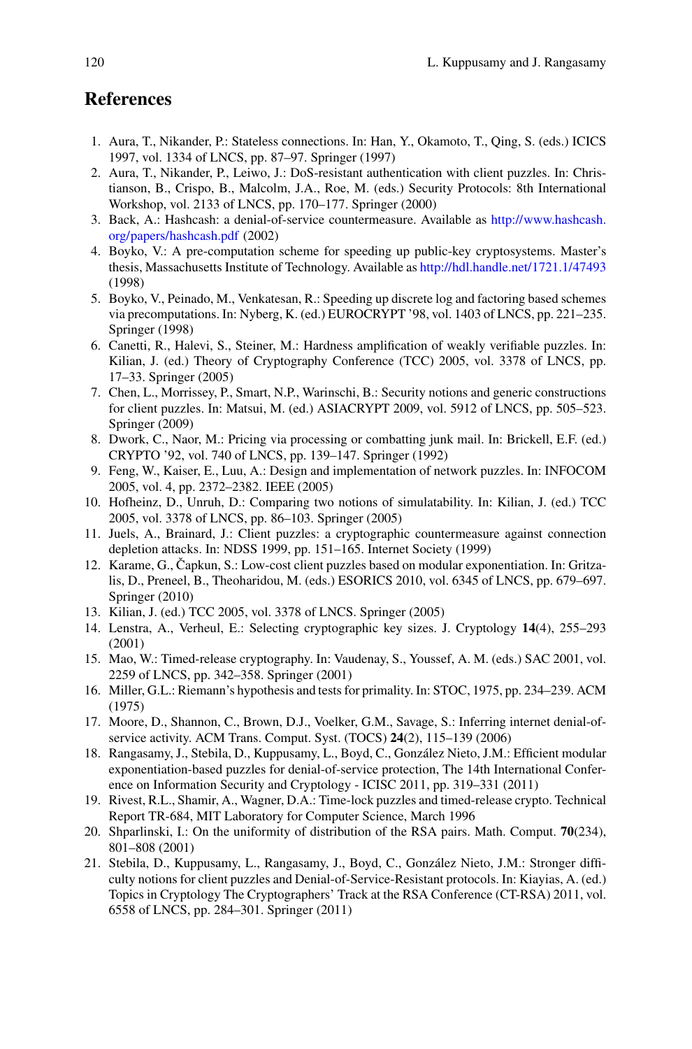## References

1. Aura, T., Nikander, P.: Stateless connections. In: Han, Y., Okamoto, T., Qing, S. (eds.) ICICS 1997, vol. 1334 of LNCS, pp. 87–97. Springer (1997)
2. Aura, T., Nikander, P., Leiwo, J.: DoS-resistant authentication with client puzzles. In: Christianson, B., Crispo, B., Malcolm, J.A., Roe, M. (eds.) Security Protocols: 8th International Workshop, vol. 2133 of LNCS, pp. 170–177. Springer (2000)
3. Back, A.: Hashcash: a denial-of-service countermeasure. Available as http://www.hashcash.org/papers/hashcash.pdf (2002)
4. Boyko, V.: A pre-computation scheme for speeding up public-key cryptosystems. Master's thesis, Massachusetts Institute of Technology. Available as http://hdl.handle.net/1721.1/47493 (1998)
5. Boyko, V., Peinado, M., Venkatesan, R.: Speeding up discrete log and factoring based schemes via precomputations. In: Nyberg, K. (ed.) EUROCRYPT '98, vol. 1403 of LNCS, pp. 221–235. Springer (1998)
6. Canetti, R., Halevi, S., Steiner, M.: Hardness amplification of weakly verifiable puzzles. In: Kilian, J. (ed.) Theory of Cryptography Conference (TCC) 2005, vol. 3378 of LNCS, pp. 17–33. Springer (2005)
7. Chen, L., Morrissey, P., Smart, N.P., Warinschi, B.: Security notions and generic constructions for client puzzles. In: Matsui, M. (ed.) ASIACRYPT 2009, vol. 5912 of LNCS, pp. 505–523. Springer (2009)
8. Dwork, C., Naor, M.: Pricing via processing or combatting junk mail. In: Brickell, E.F. (ed.) CRYPTO '92, vol. 740 of LNCS, pp. 139–147. Springer (1992)
9. Feng, W., Kaiser, E., Luu, A.: Design and implementation of network puzzles. In: INFOCOM 2005, vol. 4, pp. 2372–2382. IEEE (2005)
10. Hofheinz, D., Unruh, D.: Comparing two notions of simulatability. In: Kilian, J. (ed.) TCC 2005, vol. 3378 of LNCS, pp. 86–103. Springer (2005)
11. Juels, A., Brainard, J.: Client puzzles: a cryptographic countermeasure against connection depletion attacks. In: NDSS 1999, pp. 151–165. Internet Society (1999)
12. Karame, G., Čapkun, S.: Low-cost client puzzles based on modular exponentiation. In: Gritzalis, D., Preneel, B., Theoharidou, M. (eds.) ESORICS 2010, vol. 6345 of LNCS, pp. 679–697. Springer (2010)
13. Kilian, J. (ed.) TCC 2005, vol. 3378 of LNCS. Springer (2005)
14. Lenstra, A., Verheul, E.: Selecting cryptographic key sizes. J. Cryptology **14**(4), 255–293 (2001)
15. Mao, W.: Timed-release cryptography. In: Vaudenay, S., Youssef, A. M. (eds.) SAC 2001, vol. 2259 of LNCS, pp. 342–358. Springer (2001)
16. Miller, G.L.: Riemann's hypothesis and tests for primality. In: STOC, 1975, pp. 234–239. ACM (1975)
17. Moore, D., Shannon, C., Brown, D.J., Voelker, G.M., Savage, S.: Inferring internet denial-of-service activity. ACM Trans. Comput. Syst. (TOCS) **24**(2), 115–139 (2006)
18. Rangasamy, J., Stebila, D., Kuppusamy, L., Boyd, C., González Nieto, J.M.: Efficient modular exponentiation-based puzzles for denial-of-service protection, The 14th International Conference on Information Security and Cryptology - ICISC 2011, pp. 319–331 (2011)
19. Rivest, R.L., Shamir, A., Wagner, D.A.: Time-lock puzzles and timed-release crypto. Technical Report TR-684, MIT Laboratory for Computer Science, March 1996
20. Shparlinski, I.: On the uniformity of distribution of the RSA pairs. Math. Comput. **70**(234), 801–808 (2001)
21. Stebila, D., Kuppusamy, L., Rangasamy, J., Boyd, C., González Nieto, J.M.: Stronger difficulty notions for client puzzles and Denial-of-Service-Resistant protocols. In: Kiayias, A. (ed.) Topics in Cryptology The Cryptographers' Track at the RSA Conference (CT-RSA) 2011, vol. 6558 of LNCS, pp. 284–301. Springer (2011)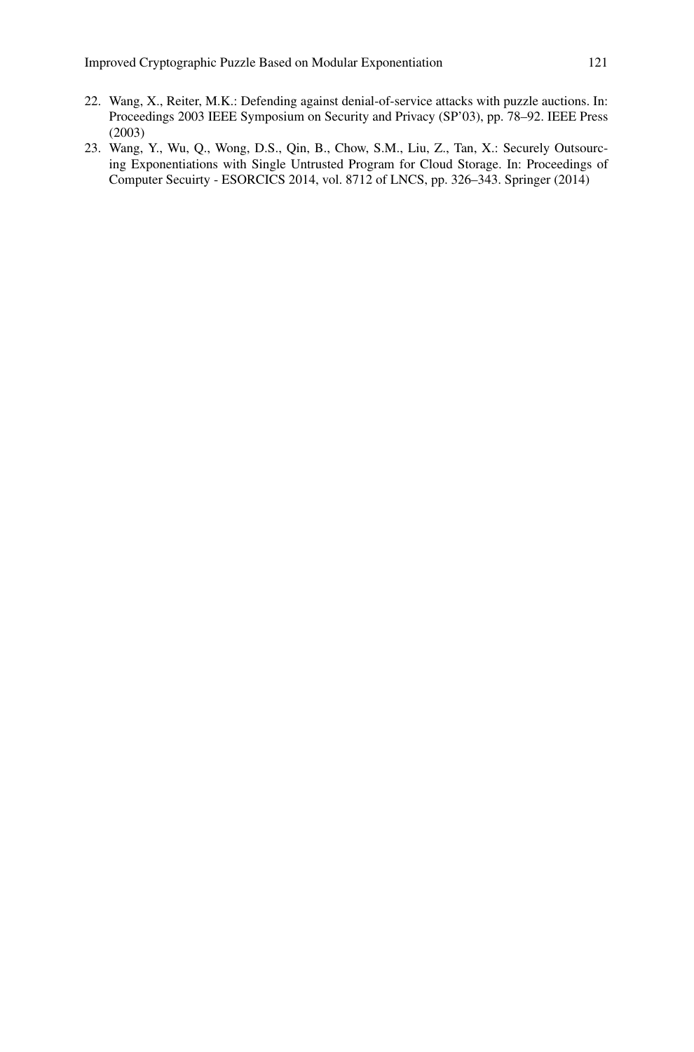22. Wang, X., Reiter, M.K.: Defending against denial-of-service attacks with puzzle auctions. In: Proceedings 2003 IEEE Symposium on Security and Privacy (SP'03), pp. 78–92. IEEE Press (2003)
23. Wang, Y., Wu, Q., Wong, D.S., Qin, B., Chow, S.M., Liu, Z., Tan, X.: Securely Outsourcing Exponentiations with Single Untrusted Program for Cloud Storage. In: Proceedings of Computer Secuirty - ESORCICS 2014, vol. 8712 of LNCS, pp. 326–343. Springer (2014)